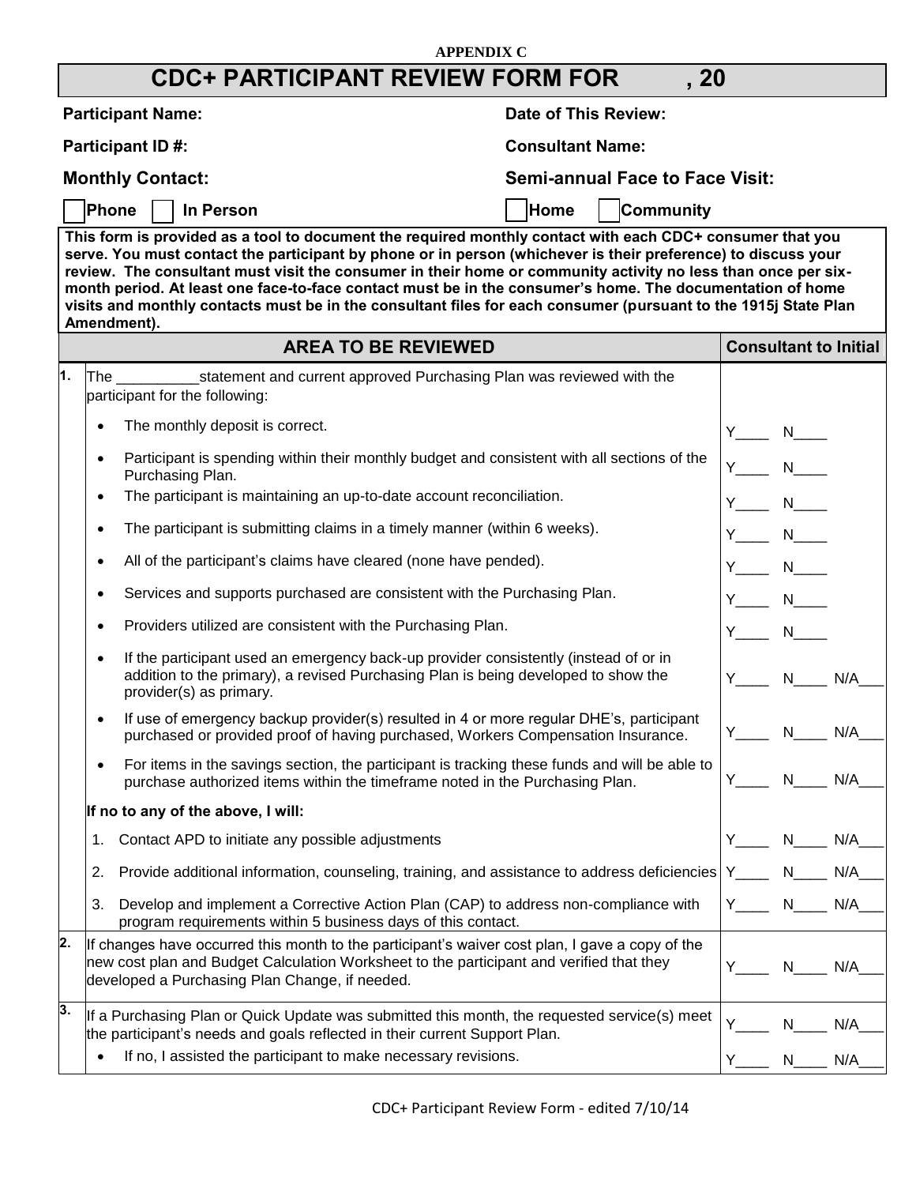APPENDIX C

# CDC+ PARTICIPANT REVIEW FORM FOR , 20

**Participant Name:** **Date of This Review:**

**Participant ID #:** **Consultant Name:**

**Monthly Contact:** **Semi-annual Face to Face Visit:**

☐ **Phone** ☐ **In Person** ☐ **Home** ☐ **Community**

**This form is provided as a tool to document the required monthly contact with each CDC+ consumer that you serve. You must contact the participant by phone or in person (whichever is their preference) to discuss your review. The consultant must visit the consumer in their home or community activity no less than once per six-month period. At least one face-to-face contact must be in the consumer's home. The documentation of home visits and monthly contacts must be in the consultant files for each consumer (pursuant to the 1915j State Plan Amendment).**

| | AREA TO BE REVIEWED | Consultant to Initial |
|---|---|---|
| 1. | The __________statement and current approved Purchasing Plan was reviewed with the participant for the following: | |
| | • The monthly deposit is correct. | Y____ N____ |
| | • Participant is spending within their monthly budget and consistent with all sections of the Purchasing Plan. | Y____ N____ |
| | • The participant is maintaining an up-to-date account reconciliation. | Y____ N____ |
| | • The participant is submitting claims in a timely manner (within 6 weeks). | Y____ N____ |
| | • All of the participant's claims have cleared (none have pended). | Y____ N____ |
| | • Services and supports purchased are consistent with the Purchasing Plan. | Y____ N____ |
| | • Providers utilized are consistent with the Purchasing Plan. | Y____ N____ |
| | • If the participant used an emergency back-up provider consistently (instead of or in addition to the primary), a revised Purchasing Plan is being developed to show the provider(s) as primary. | Y____ N____ N/A___ |
| | • If use of emergency backup provider(s) resulted in 4 or more regular DHE's, participant purchased or provided proof of having purchased, Workers Compensation Insurance. | Y____ N____ N/A___ |
| | • For items in the savings section, the participant is tracking these funds and will be able to purchase authorized items within the timeframe noted in the Purchasing Plan. | Y____ N____ N/A___ |
| | **If no to any of the above, I will:** | |
| | 1. Contact APD to initiate any possible adjustments | Y____ N____ N/A___ |
| | 2. Provide additional information, counseling, training, and assistance to address deficiencies | Y____ N____ N/A___ |
| | 3. Develop and implement a Corrective Action Plan (CAP) to address non-compliance with program requirements within 5 business days of this contact. | Y____ N____ N/A___ |
| 2. | If changes have occurred this month to the participant's waiver cost plan, I gave a copy of the new cost plan and Budget Calculation Worksheet to the participant and verified that they developed a Purchasing Plan Change, if needed. | Y____ N____ N/A___ |
| 3. | If a Purchasing Plan or Quick Update was submitted this month, the requested service(s) meet the participant's needs and goals reflected in their current Support Plan. | Y____ N____ N/A___ |
| | • If no, I assisted the participant to make necessary revisions. | Y____ N____ N/A___ |

CDC+ Participant Review Form - edited 7/10/14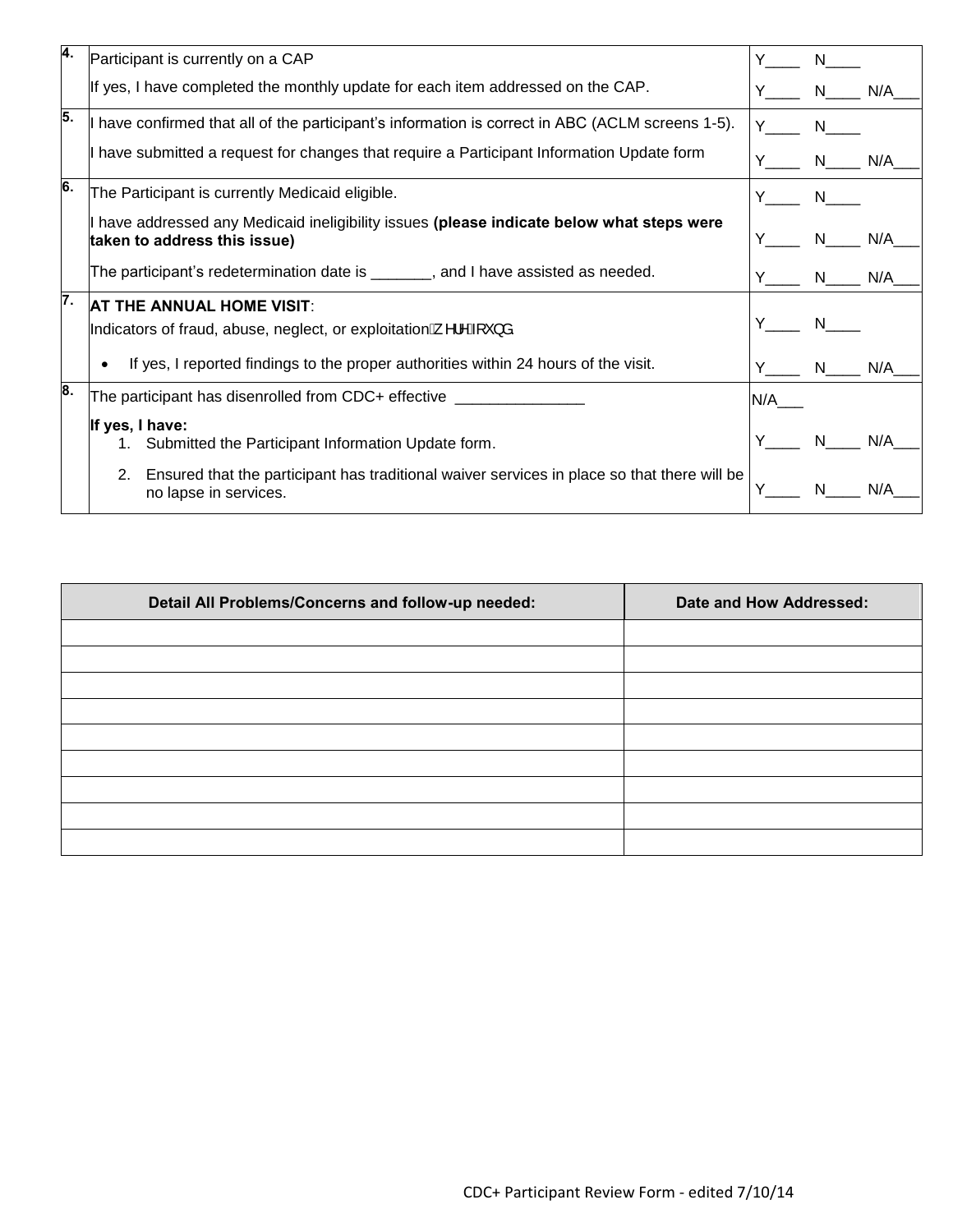| | | |
|---|---|---|
| **4.** | Participant is currently on a CAP | Y____ N____ |
| | If yes, I have completed the monthly update for each item addressed on the CAP. | Y____ N____ N/A___ |
| **5.** | I have confirmed that all of the participant's information is correct in ABC (ACLM screens 1-5). | Y____ N____ |
| | I have submitted a request for changes that require a Participant Information Update form | Y____ N____ N/A___ |
| **6.** | The Participant is currently Medicaid eligible. | Y____ N____ |
| | I have addressed any Medicaid ineligibility issues **(please indicate below what steps were taken to address this issue)** | Y____ N____ N/A___ |
| | The participant's redetermination date is _______, and I have assisted as needed. | Y____ N____ N/A___ |
| **7.** | **AT THE ANNUAL HOME VISIT**:<br>Indicators of fraud, abuse, neglect, or exploitation were found. | Y____ N____ |
| | • If yes, I reported findings to the proper authorities within 24 hours of the visit. | Y____ N____ N/A___ |
| **8.** | The participant has disenrolled from CDC+ effective _______________ | N/A___ |
| | **If yes, I have:**<br>1. Submitted the Participant Information Update form. | Y____ N____ N/A___ |
| | 2. Ensured that the participant has traditional waiver services in place so that there will be no lapse in services. | Y____ N____ N/A___ |

| Detail All Problems/Concerns and follow-up needed: | Date and How Addressed: |
|---|---|
| | |
| | |
| | |
| | |
| | |
| | |
| | |
| | |
| | |

CDC+ Participant Review Form - edited 7/10/14